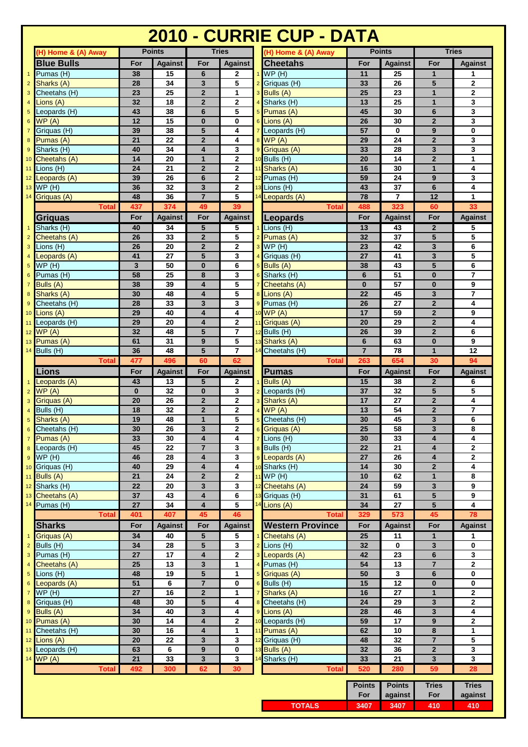# 2010 - CURRIE CUP - DATA

(H) Home & (A) Away

| # | Blue Bulls | Points For | Points Against | Tries For | Tries Against |
|---|---|---|---|---|---|
| 1 | Pumas (H) | 38 | 15 | 6 | 2 |
| 2 | Sharks (A) | 28 | 34 | 3 | 5 |
| 3 | Cheetahs (H) | 23 | 25 | 2 | 1 |
| 4 | Lions (A) | 32 | 18 | 2 | 2 |
| 5 | Leopards (H) | 43 | 38 | 6 | 5 |
| 6 | WP (A) | 12 | 15 | 0 | 0 |
| 7 | Griquas (H) | 39 | 38 | 5 | 4 |
| 8 | Pumas (A) | 21 | 22 | 2 | 4 |
| 9 | Sharks (H) | 40 | 34 | 4 | 3 |
| 10 | Cheetahs (A) | 14 | 20 | 1 | 2 |
| 11 | Lions (H) | 24 | 21 | 2 | 2 |
| 12 | Leopards (A) | 39 | 26 | 6 | 2 |
| 13 | WP (H) | 36 | 32 | 3 | 2 |
| 14 | Griquas (A) | 48 | 36 | 7 | 5 |
| | **Total** | **437** | **374** | **49** | **39** |

| # | Griquas | Points For | Points Against | Tries For | Tries Against |
|---|---|---|---|---|---|
| 1 | Sharks (H) | 40 | 34 | 5 | 5 |
| 2 | Cheetahs (A) | 26 | 33 | 2 | 5 |
| 3 | Lions (H) | 26 | 20 | 2 | 2 |
| 4 | Leopards (A) | 41 | 27 | 5 | 3 |
| 5 | WP (H) | 3 | 50 | 0 | 6 |
| 6 | Pumas (H) | 58 | 25 | 8 | 3 |
| 7 | Bulls (A) | 38 | 39 | 4 | 5 |
| 8 | Sharks (A) | 30 | 48 | 4 | 5 |
| 9 | Cheetahs (H) | 28 | 33 | 3 | 3 |
| 10 | Lions (A) | 29 | 40 | 4 | 4 |
| 11 | Leopards (H) | 29 | 20 | 4 | 2 |
| 12 | WP (A) | 32 | 48 | 5 | 7 |
| 13 | Pumas (A) | 61 | 31 | 9 | 5 |
| 14 | Bulls (H) | 36 | 48 | 5 | 7 |
| | **Total** | **477** | **496** | **60** | **62** |

| # | Lions | Points For | Points Against | Tries For | Tries Against |
|---|---|---|---|---|---|
| 1 | Leopards (A) | 43 | 13 | 5 | 2 |
| 2 | WP (A) | 0 | 32 | 0 | 3 |
| 3 | Griquas (A) | 20 | 26 | 2 | 2 |
| 4 | Bulls (H) | 18 | 32 | 2 | 2 |
| 5 | Sharks (A) | 19 | 48 | 1 | 5 |
| 6 | Cheetahs (H) | 30 | 26 | 3 | 2 |
| 7 | Pumas (A) | 33 | 30 | 4 | 4 |
| 8 | Leopards (H) | 45 | 22 | 7 | 3 |
| 9 | WP (H) | 46 | 28 | 4 | 3 |
| 10 | Griquas (H) | 40 | 29 | 4 | 4 |
| 11 | Bulls (A) | 21 | 24 | 2 | 2 |
| 12 | Sharks (H) | 22 | 20 | 3 | 3 |
| 13 | Cheetahs (A) | 37 | 43 | 4 | 6 |
| 14 | Pumas (H) | 27 | 34 | 4 | 5 |
| | **Total** | **401** | **407** | **45** | **46** |

| # | Sharks | Points For | Points Against | Tries For | Tries Against |
|---|---|---|---|---|---|
| 1 | Griquas (A) | 34 | 40 | 5 | 5 |
| 2 | Bulls (H) | 34 | 28 | 5 | 3 |
| 3 | Pumas (H) | 27 | 17 | 4 | 2 |
| 4 | Cheetahs (A) | 25 | 13 | 3 | 1 |
| 5 | Lions (H) | 48 | 19 | 5 | 1 |
| 6 | Leopards (A) | 51 | 6 | 7 | 0 |
| 7 | WP (H) | 27 | 16 | 2 | 1 |
| 8 | Griquas (H) | 48 | 30 | 5 | 4 |
| 9 | Bulls (A) | 34 | 40 | 3 | 4 |
| 10 | Pumas (A) | 30 | 14 | 4 | 2 |
| 11 | Cheetahs (H) | 30 | 16 | 4 | 1 |
| 12 | Lions (A) | 20 | 22 | 3 | 3 |
| 13 | Leopards (H) | 63 | 6 | 9 | 0 |
| 14 | WP (A) | 21 | 33 | 3 | 3 |
| | **Total** | **492** | **300** | **62** | **30** |

| # | Cheetahs | Points For | Points Against | Tries For | Tries Against |
|---|---|---|---|---|---|
| 1 | WP (H) | 11 | 25 | 1 | 1 |
| 2 | Griquas (H) | 33 | 26 | 5 | 2 |
| 3 | Bulls (A) | 25 | 23 | 1 | 2 |
| 4 | Sharks (H) | 13 | 25 | 1 | 3 |
| 5 | Pumas (A) | 45 | 30 | 6 | 3 |
| 6 | Lions (A) | 26 | 30 | 2 | 3 |
| 7 | Leopards (H) | 57 | 0 | 9 | 0 |
| 8 | WP (A) | 29 | 24 | 2 | 3 |
| 9 | Griquas (A) | 33 | 28 | 3 | 3 |
| 10 | Bulls (H) | 20 | 14 | 2 | 1 |
| 11 | Sharks (A) | 16 | 30 | 1 | 4 |
| 12 | Pumas (H) | 59 | 24 | 9 | 3 |
| 13 | Lions (H) | 43 | 37 | 6 | 4 |
| 14 | Leopards (A) | 78 | 7 | 12 | 1 |
| | **Total** | **488** | **323** | **60** | **33** |

| # | Leopards | Points For | Points Against | Tries For | Tries Against |
|---|---|---|---|---|---|
| 1 | Lions (H) | 13 | 43 | 2 | 5 |
| 2 | Pumas (A) | 32 | 37 | 5 | 5 |
| 3 | WP (H) | 23 | 42 | 3 | 6 |
| 4 | Griquas (H) | 27 | 41 | 3 | 5 |
| 5 | Bulls (A) | 38 | 43 | 5 | 6 |
| 6 | Sharks (H) | 6 | 51 | 0 | 7 |
| 7 | Cheetahs (A) | 0 | 57 | 0 | 9 |
| 8 | Lions (A) | 22 | 45 | 3 | 7 |
| 9 | Pumas (H) | 26 | 27 | 2 | 4 |
| 10 | WP (A) | 17 | 59 | 2 | 9 |
| 11 | Griquas (A) | 20 | 29 | 2 | 4 |
| 12 | Bulls (H) | 26 | 39 | 2 | 6 |
| 13 | Sharks (A) | 6 | 63 | 0 | 9 |
| 14 | Cheetahs (H) | 7 | 78 | 1 | 12 |
| | **Total** | **263** | **654** | **30** | **94** |

| # | Pumas | Points For | Points Against | Tries For | Tries Against |
|---|---|---|---|---|---|
| 1 | Bulls (A) | 15 | 38 | 2 | 6 |
| 2 | Leopards (H) | 37 | 32 | 5 | 5 |
| 3 | Sharks (A) | 17 | 27 | 2 | 4 |
| 4 | WP (A) | 13 | 54 | 2 | 7 |
| 5 | Cheetahs (H) | 30 | 45 | 3 | 6 |
| 6 | Griquas (A) | 25 | 58 | 3 | 8 |
| 7 | Lions (H) | 30 | 33 | 4 | 4 |
| 8 | Bulls (H) | 22 | 21 | 4 | 2 |
| 9 | Leopards (A) | 27 | 26 | 4 | 2 |
| 10 | Sharks (H) | 14 | 30 | 2 | 4 |
| 11 | WP (H) | 10 | 62 | 1 | 8 |
| 12 | Cheetahs (A) | 24 | 59 | 3 | 9 |
| 13 | Griquas (H) | 31 | 61 | 5 | 9 |
| 14 | Lions (A) | 34 | 27 | 5 | 4 |
| | **Total** | **329** | **573** | **45** | **78** |

| # | Western Province | Points For | Points Against | Tries For | Tries Against |
|---|---|---|---|---|---|
| 1 | Cheetahs (A) | 25 | 11 | 1 | 1 |
| 2 | Lions (H) | 32 | 0 | 3 | 0 |
| 3 | Leopards (A) | 42 | 23 | 6 | 3 |
| 4 | Pumas (H) | 54 | 13 | 7 | 2 |
| 5 | Griquas (A) | 50 | 3 | 6 | 0 |
| 6 | Bulls (H) | 15 | 12 | 0 | 0 |
| 7 | Sharks (A) | 16 | 27 | 1 | 2 |
| 8 | Cheetahs (H) | 24 | 29 | 3 | 2 |
| 9 | Lions (A) | 28 | 46 | 3 | 4 |
| 10 | Leopards (H) | 59 | 17 | 9 | 2 |
| 11 | Pumas (A) | 62 | 10 | 8 | 1 |
| 12 | Griquas (H) | 48 | 32 | 7 | 5 |
| 13 | Bulls (A) | 32 | 36 | 2 | 3 |
| 14 | Sharks (H) | 33 | 21 | 3 | 3 |
| | **Total** | **520** | **280** | **59** | **28** |

| | Points For | Points against | Tries For | Tries against |
|---|---|---|---|---|
| **TOTALS** | **3407** | **3407** | **410** | **410** |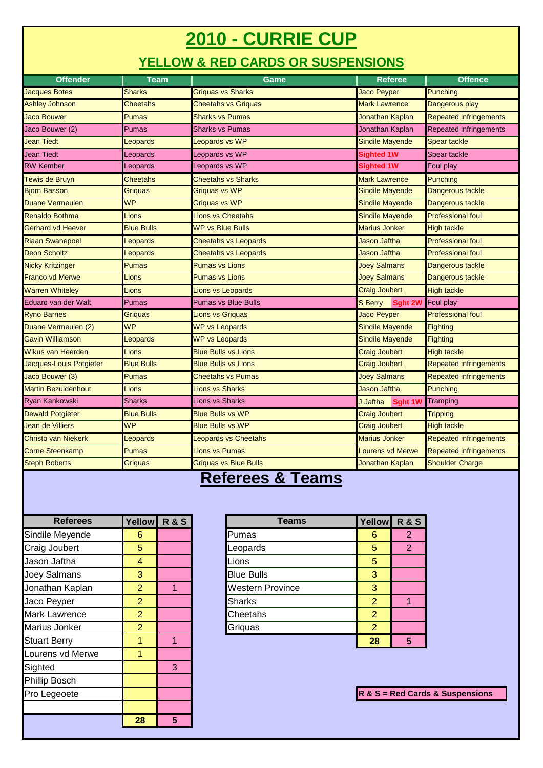# 2010 - CURRIE CUP

## YELLOW & RED CARDS OR SUSPENSIONS

| Offender | Team | Game | Referee | Offence |
|---|---|---|---|---|
| Jacques Botes | Sharks | Griquas vs Sharks | Jaco Peyper | Punching |
| Ashley Johnson | Cheetahs | Cheetahs vs Griquas | Mark Lawrence | Dangerous play |
| Jaco Bouwer | Pumas | Sharks vs Pumas | Jonathan Kaplan | Repeated infringements |
| Jaco Bouwer (2) | Pumas | Sharks vs Pumas | Jonathan Kaplan | Repeated infringements |
| Jean Tiedt | Leopards | Leopards vs WP | Sindile Mayende | Spear tackle |
| Jean Tiedt | Leopards | Leopards vs WP | Sighted 1W | Spear tackle |
| RW Kember | Leopards | Leopards vs WP | Sighted 1W | Foul play |
| Tewis de Bruyn | Cheetahs | Cheetahs vs Sharks | Mark Lawrence | Punching |
| Bjorn Basson | Griquas | Griquas vs WP | Sindile Mayende | Dangerous tackle |
| Duane Vermeulen | WP | Griquas vs WP | Sindile Mayende | Dangerous tackle |
| Renaldo Bothma | Lions | Lions vs Cheetahs | Sindile Mayende | Professional foul |
| Gerhard vd Heever | Blue Bulls | WP vs Blue Bulls | Marius Jonker | High tackle |
| Riaan Swanepoel | Leopards | Cheetahs vs Leopards | Jason Jaftha | Professional foul |
| Deon Scholtz | Leopards | Cheetahs vs Leopards | Jason Jaftha | Professional foul |
| Nicky Kritzinger | Pumas | Pumas vs Lions | Joey Salmans | Dangerous tackle |
| Franco vd Merwe | Lions | Pumas vs Lions | Joey Salmans | Dangerous tackle |
| Warren Whiteley | Lions | Lions vs Leopards | Craig Joubert | High tackle |
| Eduard van der Walt | Pumas | Pumas vs Blue Bulls | S Berry Sght 2W | Foul play |
| Ryno Barnes | Griquas | Lions vs Griquas | Jaco Peyper | Professional foul |
| Duane Vermeulen (2) | WP | WP vs Leopards | Sindile Mayende | Fighting |
| Gavin Williamson | Leopards | WP vs Leopards | Sindile Mayende | Fighting |
| Wikus van Heerden | Lions | Blue Bulls vs Lions | Craig Joubert | High tackle |
| Jacques-Louis Potgieter | Blue Bulls | Blue Bulls vs Lions | Craig Joubert | Repeated infringements |
| Jaco Bouwer (3) | Pumas | Cheetahs vs Pumas | Joey Salmans | Repeated infringements |
| Martin Bezuidenhout | Lions | Lions vs Sharks | Jason Jaftha | Punching |
| Ryan Kankowski | Sharks | Lions vs Sharks | J Jaftha Sght 1W | Tramping |
| Dewald Potgieter | Blue Bulls | Blue Bulls vs WP | Craig Joubert | Tripping |
| Jean de Villiers | WP | Blue Bulls vs WP | Craig Joubert | High tackle |
| Christo van Niekerk | Leopards | Leopards vs Cheetahs | Marius Jonker | Repeated infringements |
| Corne Steenkamp | Pumas | Lions vs Pumas | Lourens vd Merwe | Repeated infringements |
| Steph Roberts | Griquas | Griquas vs Blue Bulls | Jonathan Kaplan | Shoulder Charge |

# Referees & Teams

| Referees | Yellow | R & S |
|---|---|---|
| Sindile Meyende | 6 | |
| Craig Joubert | 5 | |
| Jason Jaftha | 4 | |
| Joey Salmans | 3 | |
| Jonathan Kaplan | 2 | 1 |
| Jaco Peyper | 2 | |
| Mark Lawrence | 2 | |
| Marius Jonker | 2 | |
| Stuart Berry | 1 | 1 |
| Lourens vd Merwe | 1 | |
| Sighted | | 3 |
| Phillip Bosch | | |
| Pro Legeoete | | |
| | | |
| | 28 | 5 |

| Teams | Yellow | R & S |
|---|---|---|
| Pumas | 6 | 2 |
| Leopards | 5 | 2 |
| Lions | 5 | |
| Blue Bulls | 3 | |
| Western Province | 3 | |
| Sharks | 2 | 1 |
| Cheetahs | 2 | |
| Griquas | 2 | |
| | 28 | 5 |

**R & S = Red Cards & Suspensions**